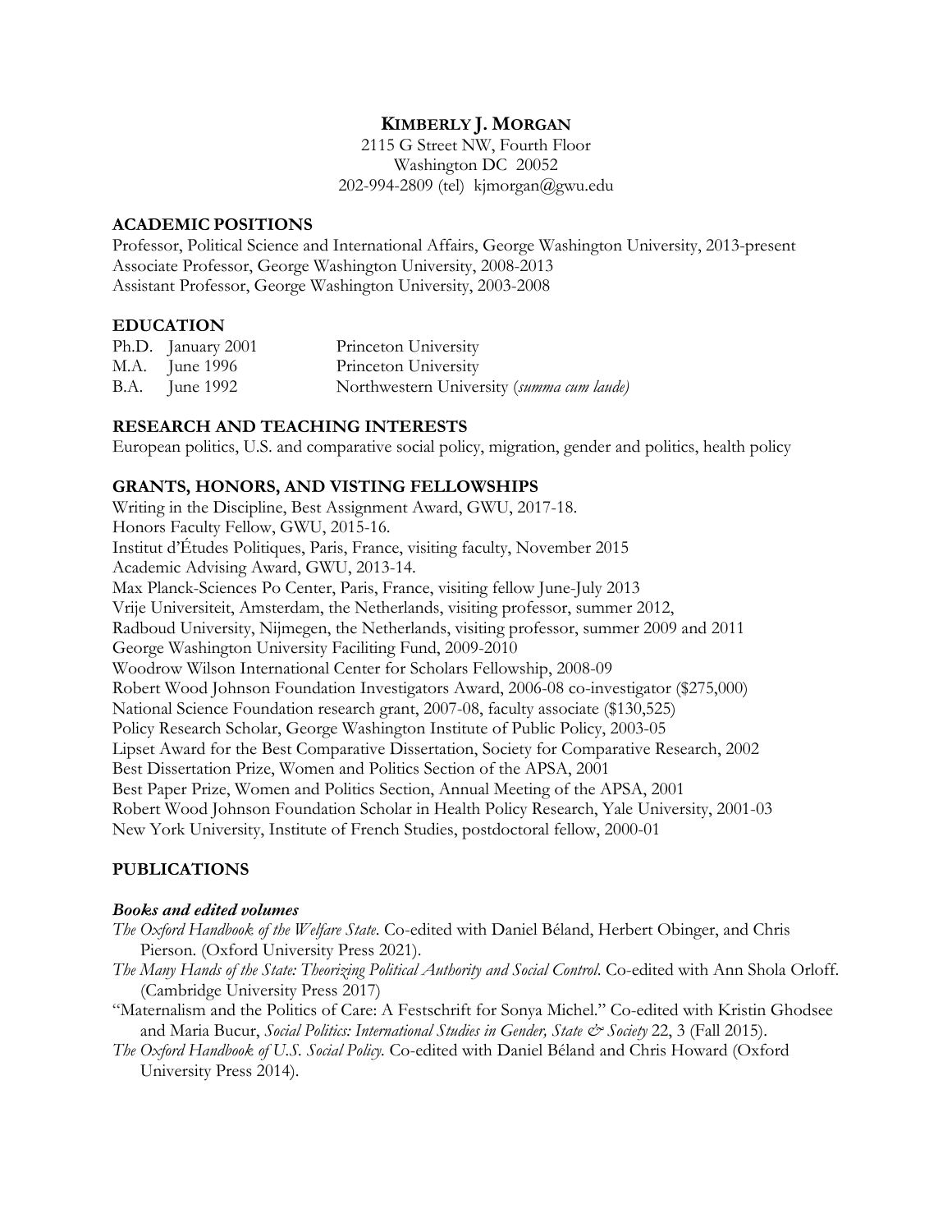# KIMBERLY J. MORGAN

2115 G Street NW, Fourth Floor
Washington DC 20052
202-994-2809 (tel) kjmorgan@gwu.edu

## ACADEMIC POSITIONS

Professor, Political Science and International Affairs, George Washington University, 2013-present
Associate Professor, George Washington University, 2008-2013
Assistant Professor, George Washington University, 2003-2008

## EDUCATION

| | | |
|---|---|---|
| Ph.D. | January 2001 | Princeton University |
| M.A. | June 1996 | Princeton University |
| B.A. | June 1992 | Northwestern University (*summa cum laude*) |

## RESEARCH AND TEACHING INTERESTS

European politics, U.S. and comparative social policy, migration, gender and politics, health policy

## GRANTS, HONORS, AND VISTING FELLOWSHIPS

Writing in the Discipline, Best Assignment Award, GWU, 2017-18.
Honors Faculty Fellow, GWU, 2015-16.
Institut d'Études Politiques, Paris, France, visiting faculty, November 2015
Academic Advising Award, GWU, 2013-14.
Max Planck-Sciences Po Center, Paris, France, visiting fellow June-July 2013
Vrije Universiteit, Amsterdam, the Netherlands, visiting professor, summer 2012,
Radboud University, Nijmegen, the Netherlands, visiting professor, summer 2009 and 2011
George Washington University Faciliting Fund, 2009-2010
Woodrow Wilson International Center for Scholars Fellowship, 2008-09
Robert Wood Johnson Foundation Investigators Award, 2006-08 co-investigator ($275,000)
National Science Foundation research grant, 2007-08, faculty associate ($130,525)
Policy Research Scholar, George Washington Institute of Public Policy, 2003-05
Lipset Award for the Best Comparative Dissertation, Society for Comparative Research, 2002
Best Dissertation Prize, Women and Politics Section of the APSA, 2001
Best Paper Prize, Women and Politics Section, Annual Meeting of the APSA, 2001
Robert Wood Johnson Foundation Scholar in Health Policy Research, Yale University, 2001-03
New York University, Institute of French Studies, postdoctoral fellow, 2000-01

## PUBLICATIONS

### *Books and edited volumes*

*The Oxford Handbook of the Welfare State*. Co-edited with Daniel Béland, Herbert Obinger, and Chris Pierson. (Oxford University Press 2021).

*The Many Hands of the State: Theorizing Political Authority and Social Control*. Co-edited with Ann Shola Orloff. (Cambridge University Press 2017)

"Maternalism and the Politics of Care: A Festschrift for Sonya Michel." Co-edited with Kristin Ghodsee and Maria Bucur, *Social Politics: International Studies in Gender, State & Society* 22, 3 (Fall 2015).

*The Oxford Handbook of U.S. Social Policy.* Co-edited with Daniel Béland and Chris Howard (Oxford University Press 2014).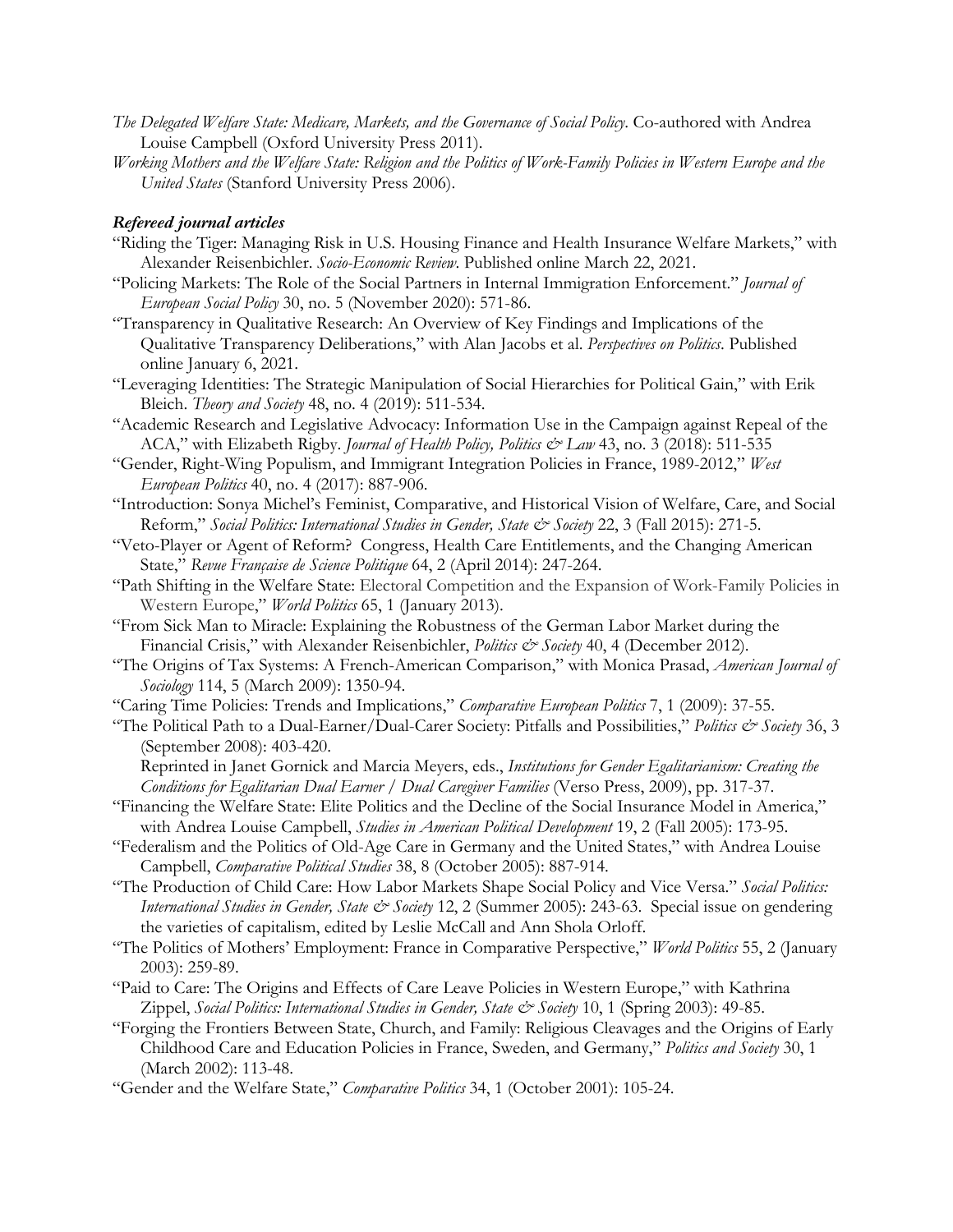*The Delegated Welfare State: Medicare, Markets, and the Governance of Social Policy*. Co-authored with Andrea Louise Campbell (Oxford University Press 2011).

*Working Mothers and the Welfare State: Religion and the Politics of Work-Family Policies in Western Europe and the United States* (Stanford University Press 2006).

### *Refereed journal articles*

"Riding the Tiger: Managing Risk in U.S. Housing Finance and Health Insurance Welfare Markets," with Alexander Reisenbichler. *Socio-Economic Review*. Published online March 22, 2021.

"Policing Markets: The Role of the Social Partners in Internal Immigration Enforcement." *Journal of European Social Policy* 30, no. 5 (November 2020): 571-86.

"Transparency in Qualitative Research: An Overview of Key Findings and Implications of the Qualitative Transparency Deliberations," with Alan Jacobs et al. *Perspectives on Politics*. Published online January 6, 2021.

"Leveraging Identities: The Strategic Manipulation of Social Hierarchies for Political Gain," with Erik Bleich. *Theory and Society* 48, no. 4 (2019): 511-534.

"Academic Research and Legislative Advocacy: Information Use in the Campaign against Repeal of the ACA," with Elizabeth Rigby. *Journal of Health Policy, Politics & Law* 43, no. 3 (2018): 511-535

"Gender, Right-Wing Populism, and Immigrant Integration Policies in France, 1989-2012," *West European Politics* 40, no. 4 (2017): 887-906.

"Introduction: Sonya Michel's Feminist, Comparative, and Historical Vision of Welfare, Care, and Social Reform," *Social Politics: International Studies in Gender, State & Society* 22, 3 (Fall 2015): 271-5.

"Veto-Player or Agent of Reform? Congress, Health Care Entitlements, and the Changing American State," *Revue Française de Science Politique* 64, 2 (April 2014): 247-264.

"Path Shifting in the Welfare State: Electoral Competition and the Expansion of Work-Family Policies in Western Europe," *World Politics* 65, 1 (January 2013).

"From Sick Man to Miracle: Explaining the Robustness of the German Labor Market during the Financial Crisis," with Alexander Reisenbichler, *Politics & Society* 40, 4 (December 2012).

"The Origins of Tax Systems: A French-American Comparison," with Monica Prasad, *American Journal of Sociology* 114, 5 (March 2009): 1350-94.

"Caring Time Policies: Trends and Implications," *Comparative European Politics* 7, 1 (2009): 37-55.

"The Political Path to a Dual-Earner/Dual-Carer Society: Pitfalls and Possibilities," *Politics & Society* 36, 3 (September 2008): 403-420.
Reprinted in Janet Gornick and Marcia Meyers, eds., *Institutions for Gender Egalitarianism: Creating the Conditions for Egalitarian Dual Earner / Dual Caregiver Families* (Verso Press, 2009), pp. 317-37.

"Financing the Welfare State: Elite Politics and the Decline of the Social Insurance Model in America," with Andrea Louise Campbell, *Studies in American Political Development* 19, 2 (Fall 2005): 173-95.

"Federalism and the Politics of Old-Age Care in Germany and the United States," with Andrea Louise Campbell, *Comparative Political Studies* 38, 8 (October 2005): 887-914.

"The Production of Child Care: How Labor Markets Shape Social Policy and Vice Versa." *Social Politics: International Studies in Gender, State & Society* 12, 2 (Summer 2005): 243-63. Special issue on gendering the varieties of capitalism, edited by Leslie McCall and Ann Shola Orloff.

"The Politics of Mothers' Employment: France in Comparative Perspective," *World Politics* 55, 2 (January 2003): 259-89.

"Paid to Care: The Origins and Effects of Care Leave Policies in Western Europe," with Kathrina Zippel, *Social Politics: International Studies in Gender, State & Society* 10, 1 (Spring 2003): 49-85.

"Forging the Frontiers Between State, Church, and Family: Religious Cleavages and the Origins of Early Childhood Care and Education Policies in France, Sweden, and Germany," *Politics and Society* 30, 1 (March 2002): 113-48.

"Gender and the Welfare State," *Comparative Politics* 34, 1 (October 2001): 105-24.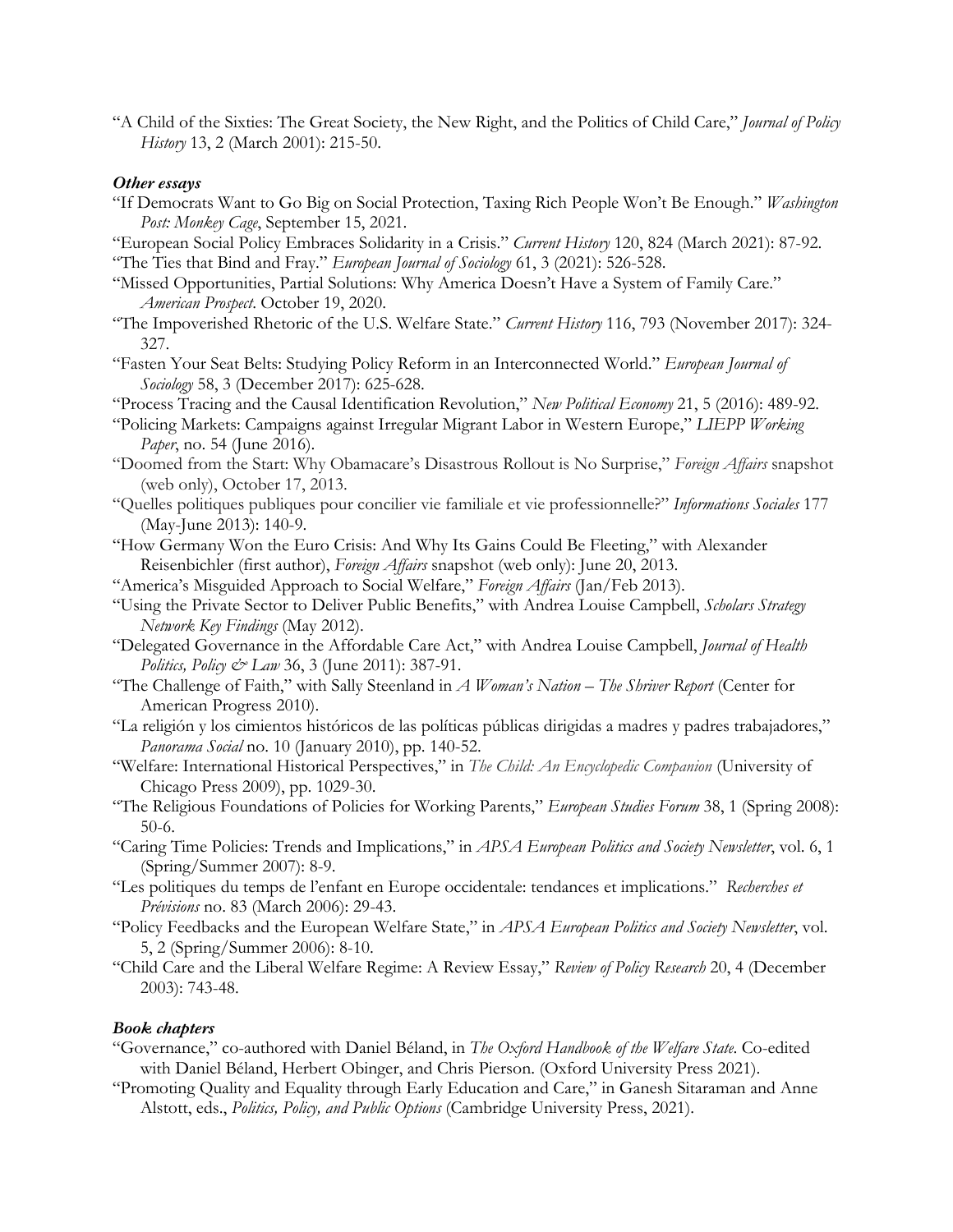"A Child of the Sixties: The Great Society, the New Right, and the Politics of Child Care," *Journal of Policy History* 13, 2 (March 2001): 215-50.

### *Other essays*

"If Democrats Want to Go Big on Social Protection, Taxing Rich People Won't Be Enough." *Washington Post: Monkey Cage*, September 15, 2021.

"European Social Policy Embraces Solidarity in a Crisis." *Current History* 120, 824 (March 2021): 87-92.

"The Ties that Bind and Fray." *European Journal of Sociology* 61, 3 (2021): 526-528.

"Missed Opportunities, Partial Solutions: Why America Doesn't Have a System of Family Care." *American Prospect*. October 19, 2020.

"The Impoverished Rhetoric of the U.S. Welfare State." *Current History* 116, 793 (November 2017): 324-327.

"Fasten Your Seat Belts: Studying Policy Reform in an Interconnected World." *European Journal of Sociology* 58, 3 (December 2017): 625-628.

"Process Tracing and the Causal Identification Revolution," *New Political Economy* 21, 5 (2016): 489-92.

"Policing Markets: Campaigns against Irregular Migrant Labor in Western Europe," *LIEPP Working Paper*, no. 54 (June 2016).

"Doomed from the Start: Why Obamacare's Disastrous Rollout is No Surprise," *Foreign Affairs* snapshot (web only), October 17, 2013.

"Quelles politiques publiques pour concilier vie familiale et vie professionnelle?" *Informations Sociales* 177 (May-June 2013): 140-9.

"How Germany Won the Euro Crisis: And Why Its Gains Could Be Fleeting," with Alexander Reisenbichler (first author), *Foreign Affairs* snapshot (web only): June 20, 2013.

"America's Misguided Approach to Social Welfare," *Foreign Affairs* (Jan/Feb 2013).

"Using the Private Sector to Deliver Public Benefits," with Andrea Louise Campbell, *Scholars Strategy Network Key Findings* (May 2012).

"Delegated Governance in the Affordable Care Act," with Andrea Louise Campbell, *Journal of Health Politics, Policy & Law* 36, 3 (June 2011): 387-91.

"The Challenge of Faith," with Sally Steenland in *A Woman's Nation – The Shriver Report* (Center for American Progress 2010).

"La religión y los cimientos históricos de las políticas públicas dirigidas a madres y padres trabajadores," *Panorama Social* no. 10 (January 2010), pp. 140-52.

"Welfare: International Historical Perspectives," in *The Child: An Encyclopedic Companion* (University of Chicago Press 2009), pp. 1029-30.

"The Religious Foundations of Policies for Working Parents," *European Studies Forum* 38, 1 (Spring 2008): 50-6.

"Caring Time Policies: Trends and Implications," in *APSA European Politics and Society Newsletter*, vol. 6, 1 (Spring/Summer 2007): 8-9.

"Les politiques du temps de l'enfant en Europe occidentale: tendances et implications." *Recherches et Prévisions* no. 83 (March 2006): 29-43.

"Policy Feedbacks and the European Welfare State," in *APSA European Politics and Society Newsletter*, vol. 5, 2 (Spring/Summer 2006): 8-10.

"Child Care and the Liberal Welfare Regime: A Review Essay," *Review of Policy Research* 20, 4 (December 2003): 743-48.

### *Book chapters*

"Governance," co-authored with Daniel Béland, in *The Oxford Handbook of the Welfare State*. Co-edited with Daniel Béland, Herbert Obinger, and Chris Pierson. (Oxford University Press 2021).

"Promoting Quality and Equality through Early Education and Care," in Ganesh Sitaraman and Anne Alstott, eds., *Politics, Policy, and Public Options* (Cambridge University Press, 2021).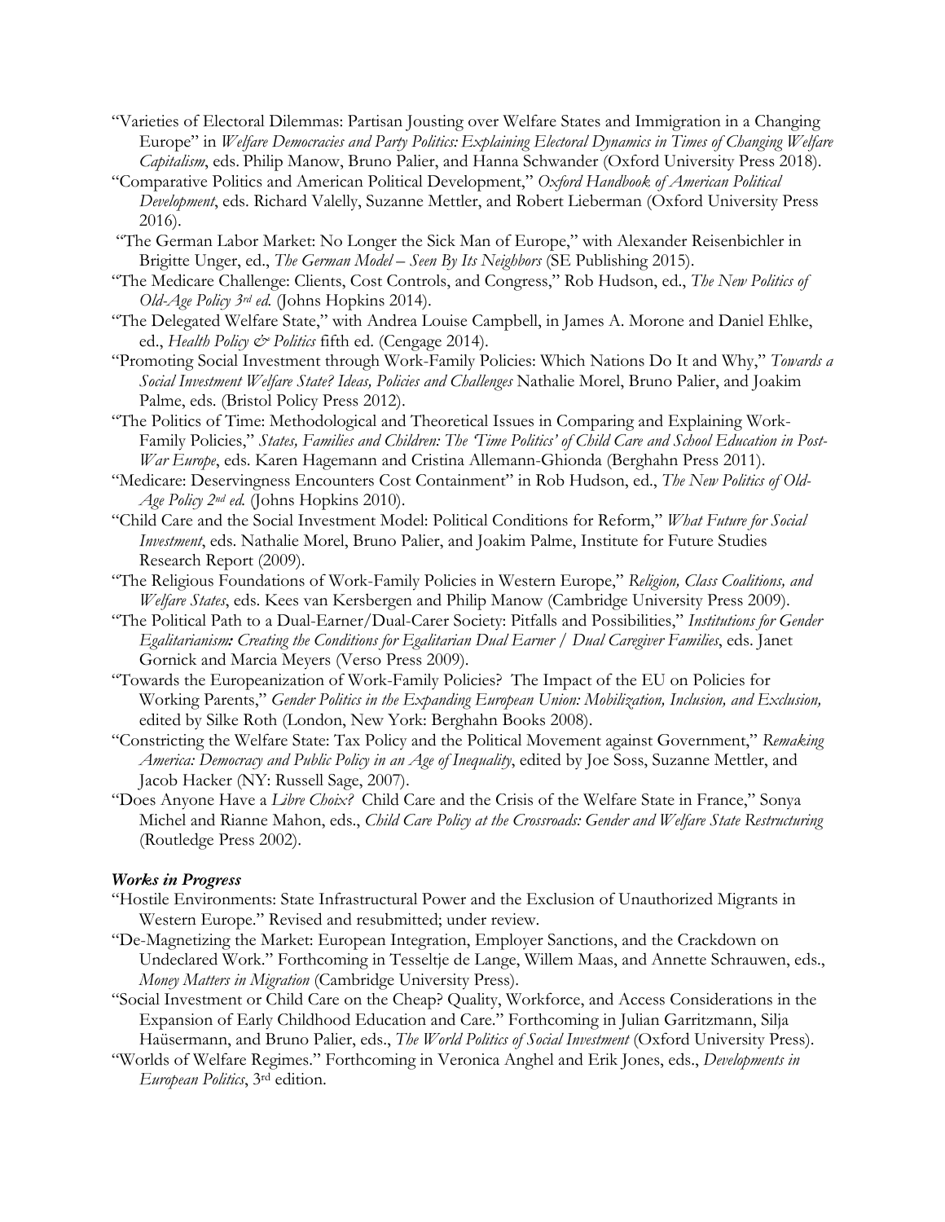"Varieties of Electoral Dilemmas: Partisan Jousting over Welfare States and Immigration in a Changing Europe" in *Welfare Democracies and Party Politics: Explaining Electoral Dynamics in Times of Changing Welfare Capitalism*, eds. Philip Manow, Bruno Palier, and Hanna Schwander (Oxford University Press 2018).

"Comparative Politics and American Political Development," *Oxford Handbook of American Political Development*, eds. Richard Valelly, Suzanne Mettler, and Robert Lieberman (Oxford University Press 2016).

"The German Labor Market: No Longer the Sick Man of Europe," with Alexander Reisenbichler in Brigitte Unger, ed., *The German Model – Seen By Its Neighbors* (SE Publishing 2015).

"The Medicare Challenge: Clients, Cost Controls, and Congress," Rob Hudson, ed., *The New Politics of Old-Age Policy 3rd ed.* (Johns Hopkins 2014).

"The Delegated Welfare State," with Andrea Louise Campbell, in James A. Morone and Daniel Ehlke, ed., *Health Policy & Politics* fifth ed. (Cengage 2014).

"Promoting Social Investment through Work-Family Policies: Which Nations Do It and Why," *Towards a Social Investment Welfare State? Ideas, Policies and Challenges* Nathalie Morel, Bruno Palier, and Joakim Palme, eds. (Bristol Policy Press 2012).

"The Politics of Time: Methodological and Theoretical Issues in Comparing and Explaining Work-Family Policies," *States, Families and Children: The 'Time Politics' of Child Care and School Education in Post-War Europe*, eds. Karen Hagemann and Cristina Allemann-Ghionda (Berghahn Press 2011).

"Medicare: Deservingness Encounters Cost Containment" in Rob Hudson, ed., *The New Politics of Old-Age Policy 2nd ed.* (Johns Hopkins 2010).

"Child Care and the Social Investment Model: Political Conditions for Reform," *What Future for Social Investment*, eds. Nathalie Morel, Bruno Palier, and Joakim Palme, Institute for Future Studies Research Report (2009).

"The Religious Foundations of Work-Family Policies in Western Europe," *Religion, Class Coalitions, and Welfare States*, eds. Kees van Kersbergen and Philip Manow (Cambridge University Press 2009).

"The Political Path to a Dual-Earner/Dual-Carer Society: Pitfalls and Possibilities," *Institutions for Gender Egalitarianism: Creating the Conditions for Egalitarian Dual Earner / Dual Caregiver Families*, eds. Janet Gornick and Marcia Meyers (Verso Press 2009).

"Towards the Europeanization of Work-Family Policies? The Impact of the EU on Policies for Working Parents," *Gender Politics in the Expanding European Union: Mobilization, Inclusion, and Exclusion,* edited by Silke Roth (London, New York: Berghahn Books 2008).

"Constricting the Welfare State: Tax Policy and the Political Movement against Government," *Remaking America: Democracy and Public Policy in an Age of Inequality*, edited by Joe Soss, Suzanne Mettler, and Jacob Hacker (NY: Russell Sage, 2007).

"Does Anyone Have a *Libre Choix?* Child Care and the Crisis of the Welfare State in France," Sonya Michel and Rianne Mahon, eds., *Child Care Policy at the Crossroads: Gender and Welfare State Restructuring* (Routledge Press 2002).

### *Works in Progress*

"Hostile Environments: State Infrastructural Power and the Exclusion of Unauthorized Migrants in Western Europe." Revised and resubmitted; under review.

"De-Magnetizing the Market: European Integration, Employer Sanctions, and the Crackdown on Undeclared Work." Forthcoming in Tesseltje de Lange, Willem Maas, and Annette Schrauwen, eds., *Money Matters in Migration* (Cambridge University Press).

"Social Investment or Child Care on the Cheap? Quality, Workforce, and Access Considerations in the Expansion of Early Childhood Education and Care." Forthcoming in Julian Garritzmann, Silja Haüsermann, and Bruno Palier, eds., *The World Politics of Social Investment* (Oxford University Press).

"Worlds of Welfare Regimes." Forthcoming in Veronica Anghel and Erik Jones, eds., *Developments in European Politics*, 3rd edition.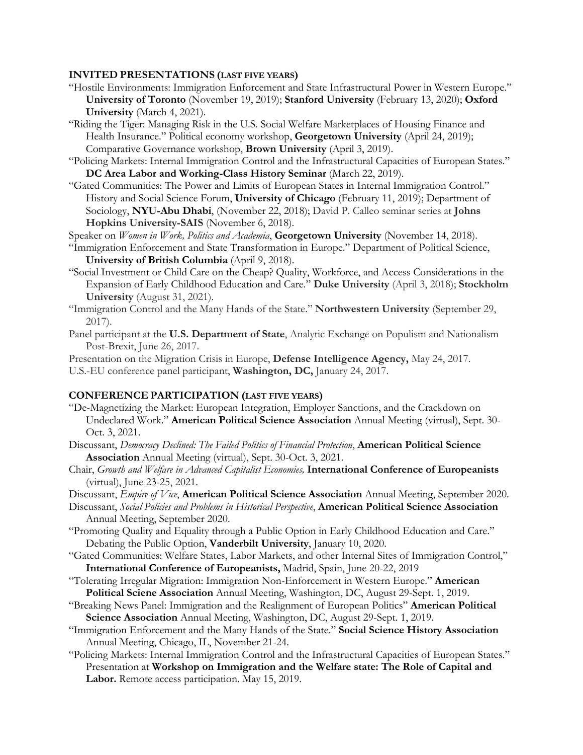## INVITED PRESENTATIONS (LAST FIVE YEARS)

"Hostile Environments: Immigration Enforcement and State Infrastructural Power in Western Europe." **University of Toronto** (November 19, 2019); **Stanford University** (February 13, 2020); **Oxford University** (March 4, 2021).

"Riding the Tiger: Managing Risk in the U.S. Social Welfare Marketplaces of Housing Finance and Health Insurance." Political economy workshop, **Georgetown University** (April 24, 2019); Comparative Governance workshop, **Brown University** (April 3, 2019).

"Policing Markets: Internal Immigration Control and the Infrastructural Capacities of European States." **DC Area Labor and Working-Class History Seminar** (March 22, 2019).

"Gated Communities: The Power and Limits of European States in Internal Immigration Control." History and Social Science Forum, **University of Chicago** (February 11, 2019); Department of Sociology, **NYU-Abu Dhabi**, (November 22, 2018); David P. Calleo seminar series at **Johns Hopkins University-SAIS** (November 6, 2018).

Speaker on *Women in Work, Politics and Academia*, **Georgetown University** (November 14, 2018).

"Immigration Enforcement and State Transformation in Europe." Department of Political Science, **University of British Columbia** (April 9, 2018).

"Social Investment or Child Care on the Cheap? Quality, Workforce, and Access Considerations in the Expansion of Early Childhood Education and Care." **Duke University** (April 3, 2018); **Stockholm University** (August 31, 2021).

"Immigration Control and the Many Hands of the State." **Northwestern University** (September 29, 2017).

Panel participant at the **U.S. Department of State**, Analytic Exchange on Populism and Nationalism Post-Brexit, June 26, 2017.

Presentation on the Migration Crisis in Europe, **Defense Intelligence Agency,** May 24, 2017.

U.S.-EU conference panel participant, **Washington, DC,** January 24, 2017.

## CONFERENCE PARTICIPATION (LAST FIVE YEARS)

"De-Magnetizing the Market: European Integration, Employer Sanctions, and the Crackdown on Undeclared Work." **American Political Science Association** Annual Meeting (virtual), Sept. 30-Oct. 3, 2021.

Discussant, *Democracy Declined: The Failed Politics of Financial Protection*, **American Political Science Association** Annual Meeting (virtual), Sept. 30-Oct. 3, 2021.

Chair, *Growth and Welfare in Advanced Capitalist Economies,* **International Conference of Europeanists** (virtual), June 23-25, 2021.

Discussant, *Empire of Vice*, **American Political Science Association** Annual Meeting, September 2020.

Discussant, *Social Policies and Problems in Historical Perspective*, **American Political Science Association** Annual Meeting, September 2020.

"Promoting Quality and Equality through a Public Option in Early Childhood Education and Care." Debating the Public Option, **Vanderbilt University**, January 10, 2020.

"Gated Communities: Welfare States, Labor Markets, and other Internal Sites of Immigration Control," **International Conference of Europeanists,** Madrid, Spain, June 20-22, 2019

"Tolerating Irregular Migration: Immigration Non-Enforcement in Western Europe." **American Political Sciene Association** Annual Meeting, Washington, DC, August 29-Sept. 1, 2019.

"Breaking News Panel: Immigration and the Realignment of European Politics" **American Political Science Association** Annual Meeting, Washington, DC, August 29-Sept. 1, 2019.

"Immigration Enforcement and the Many Hands of the State." **Social Science History Association** Annual Meeting, Chicago, IL, November 21-24.

"Policing Markets: Internal Immigration Control and the Infrastructural Capacities of European States." Presentation at **Workshop on Immigration and the Welfare state: The Role of Capital and Labor.** Remote access participation. May 15, 2019.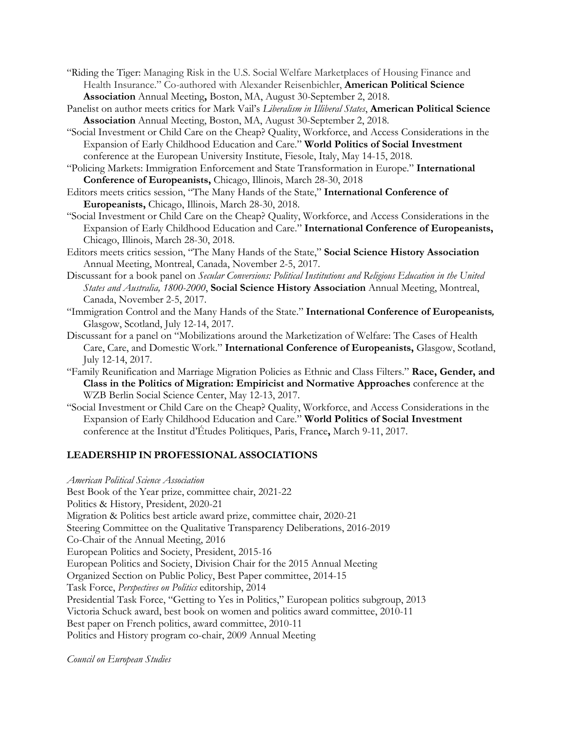"Riding the Tiger: Managing Risk in the U.S. Social Welfare Marketplaces of Housing Finance and Health Insurance." Co-authored with Alexander Reisenbichler, **American Political Science Association** Annual Meeting**,** Boston, MA, August 30-September 2, 2018.

Panelist on author meets critics for Mark Vail's *Liberalism in Illiberal States*, **American Political Science Association** Annual Meeting, Boston, MA, August 30-September 2, 2018.

"Social Investment or Child Care on the Cheap? Quality, Workforce, and Access Considerations in the Expansion of Early Childhood Education and Care." **World Politics of Social Investment** conference at the European University Institute, Fiesole, Italy, May 14-15, 2018.

"Policing Markets: Immigration Enforcement and State Transformation in Europe." **International Conference of Europeanists,** Chicago, Illinois, March 28-30, 2018

Editors meets critics session, "The Many Hands of the State," **International Conference of Europeanists,** Chicago, Illinois, March 28-30, 2018.

"Social Investment or Child Care on the Cheap? Quality, Workforce, and Access Considerations in the Expansion of Early Childhood Education and Care." **International Conference of Europeanists,** Chicago, Illinois, March 28-30, 2018.

Editors meets critics session, "The Many Hands of the State," **Social Science History Association** Annual Meeting, Montreal, Canada, November 2-5, 2017.

Discussant for a book panel on *Secular Conversions: Political Institutions and Religious Education in the United States and Australia, 1800-2000*, **Social Science History Association** Annual Meeting, Montreal, Canada, November 2-5, 2017.

"Immigration Control and the Many Hands of the State." **International Conference of Europeanists***,* Glasgow, Scotland, July 12-14, 2017.

Discussant for a panel on "Mobilizations around the Marketization of Welfare: The Cases of Health Care, Care, and Domestic Work." **International Conference of Europeanists,** Glasgow, Scotland, July 12-14, 2017.

"Family Reunification and Marriage Migration Policies as Ethnic and Class Filters." **Race, Gender, and Class in the Politics of Migration: Empiricist and Normative Approaches** conference at the WZB Berlin Social Science Center, May 12-13, 2017.

"Social Investment or Child Care on the Cheap? Quality, Workforce, and Access Considerations in the Expansion of Early Childhood Education and Care." **World Politics of Social Investment** conference at the Institut d'Études Politiques, Paris, France**,** March 9-11, 2017.

## LEADERSHIP IN PROFESSIONAL ASSOCIATIONS

*American Political Science Association*

Best Book of the Year prize, committee chair, 2021-22
Politics & History, President, 2020-21
Migration & Politics best article award prize, committee chair, 2020-21
Steering Committee on the Qualitative Transparency Deliberations, 2016-2019
Co-Chair of the Annual Meeting, 2016
European Politics and Society, President, 2015-16
European Politics and Society, Division Chair for the 2015 Annual Meeting
Organized Section on Public Policy, Best Paper committee, 2014-15
Task Force, *Perspectives on Politics* editorship, 2014
Presidential Task Force, "Getting to Yes in Politics," European politics subgroup, 2013
Victoria Schuck award, best book on women and politics award committee, 2010-11
Best paper on French politics, award committee, 2010-11
Politics and History program co-chair, 2009 Annual Meeting

*Council on European Studies*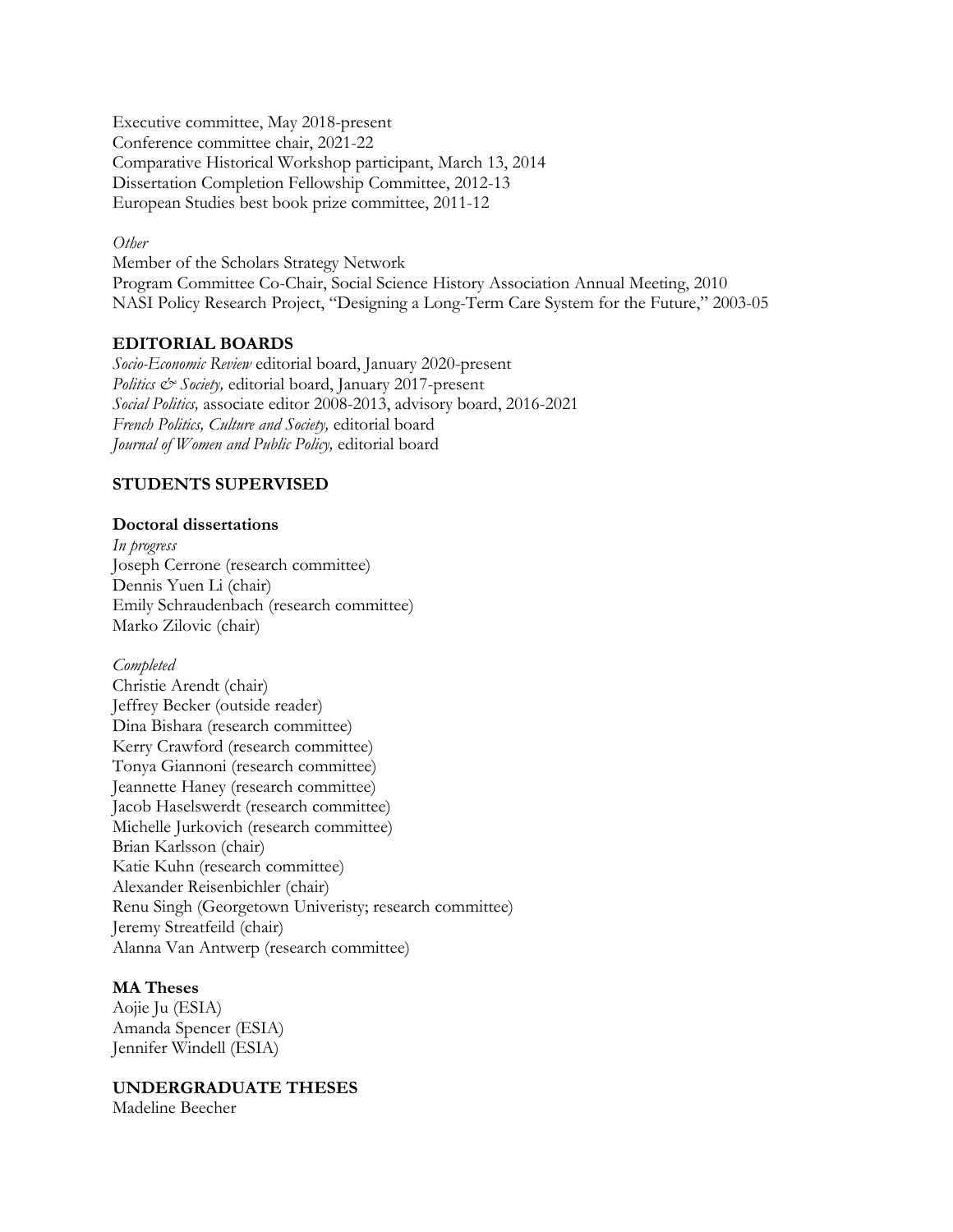Executive committee, May 2018-present
Conference committee chair, 2021-22
Comparative Historical Workshop participant, March 13, 2014
Dissertation Completion Fellowship Committee, 2012-13
European Studies best book prize committee, 2011-12

*Other*
Member of the Scholars Strategy Network
Program Committee Co-Chair, Social Science History Association Annual Meeting, 2010
NASI Policy Research Project, "Designing a Long-Term Care System for the Future," 2003-05

## EDITORIAL BOARDS

*Socio-Economic Review* editorial board, January 2020-present
*Politics & Society,* editorial board, January 2017-present
*Social Politics,* associate editor 2008-2013, advisory board, 2016-2021
*French Politics, Culture and Society,* editorial board
*Journal of Women and Public Policy,* editorial board

## STUDENTS SUPERVISED

### Doctoral dissertations

*In progress*
Joseph Cerrone (research committee)
Dennis Yuen Li (chair)
Emily Schraudenbach (research committee)
Marko Zilovic (chair)

*Completed*
Christie Arendt (chair)
Jeffrey Becker (outside reader)
Dina Bishara (research committee)
Kerry Crawford (research committee)
Tonya Giannoni (research committee)
Jeannette Haney (research committee)
Jacob Haselswerdt (research committee)
Michelle Jurkovich (research committee)
Brian Karlsson (chair)
Katie Kuhn (research committee)
Alexander Reisenbichler (chair)
Renu Singh (Georgetown Univeristy; research committee)
Jeremy Streatfeild (chair)
Alanna Van Antwerp (research committee)

### MA Theses

Aojie Ju (ESIA)
Amanda Spencer (ESIA)
Jennifer Windell (ESIA)

## UNDERGRADUATE THESES

Madeline Beecher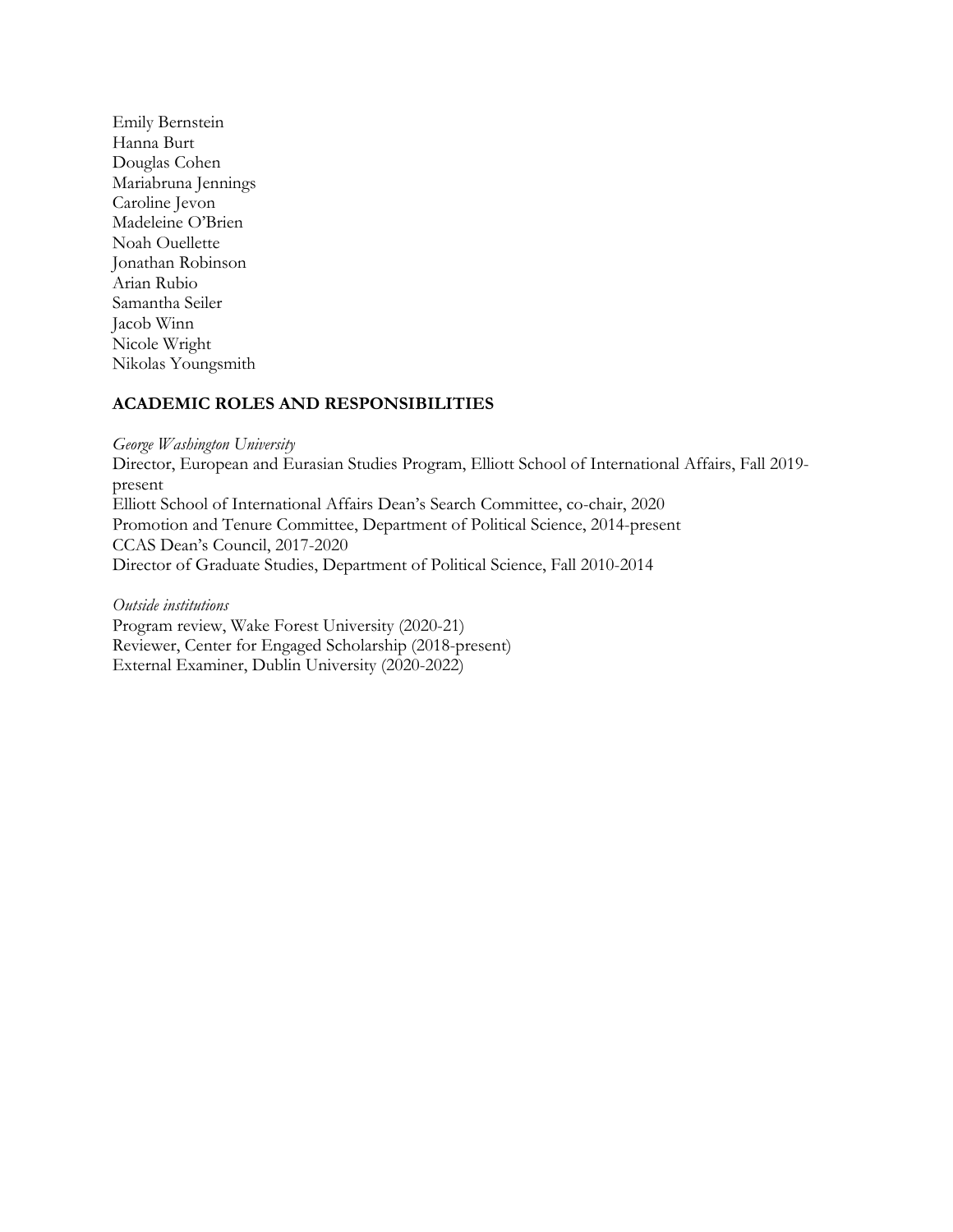Emily Bernstein
Hanna Burt
Douglas Cohen
Mariabruna Jennings
Caroline Jevon
Madeleine O'Brien
Noah Ouellette
Jonathan Robinson
Arian Rubio
Samantha Seiler
Jacob Winn
Nicole Wright
Nikolas Youngsmith

## ACADEMIC ROLES AND RESPONSIBILITIES

*George Washington University*
Director, European and Eurasian Studies Program, Elliott School of International Affairs, Fall 2019-present
Elliott School of International Affairs Dean's Search Committee, co-chair, 2020
Promotion and Tenure Committee, Department of Political Science, 2014-present
CCAS Dean's Council, 2017-2020
Director of Graduate Studies, Department of Political Science, Fall 2010-2014

*Outside institutions*
Program review, Wake Forest University (2020-21)
Reviewer, Center for Engaged Scholarship (2018-present)
External Examiner, Dublin University (2020-2022)